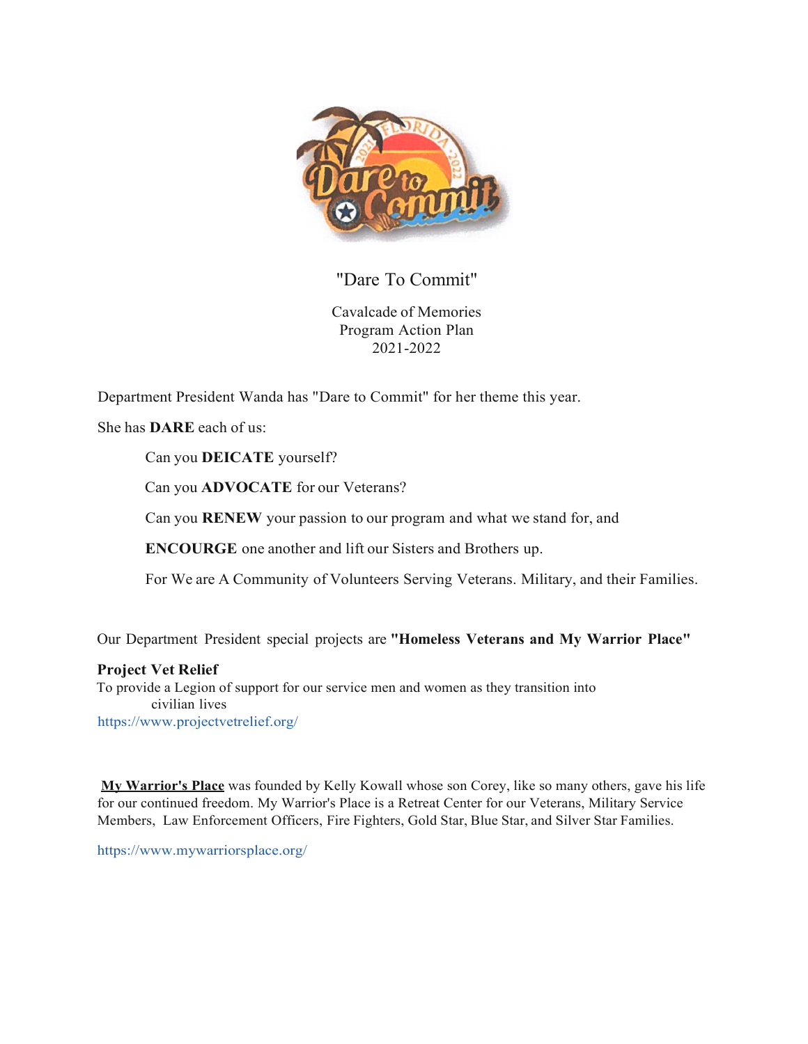"Dare To Commit"

Cavalcade of Memories
Program Action Plan
2021-2022

Department President Wanda has "Dare to Commit" for her theme this year.

She has **DARE** each of us:

> Can you **DEICATE** yourself?
>
> Can you **ADVOCATE** for our Veterans?
>
> Can you **RENEW** your passion to our program and what we stand for, and
>
> **ENCOURGE** one another and lift our Sisters and Brothers up.
>
> For We are A Community of Volunteers Serving Veterans. Military, and their Families.

Our Department President special projects are **"Homeless Veterans and My Warrior Place"**

**Project Vet Relief**
To provide a Legion of support for our service men and women as they transition into civilian lives
https://www.projectvetrelief.org/

**My Warrior's Place** was founded by Kelly Kowall whose son Corey, like so many others, gave his life for our continued freedom. My Warrior's Place is a Retreat Center for our Veterans, Military Service Members, Law Enforcement Officers, Fire Fighters, Gold Star, Blue Star, and Silver Star Families.

https://www.mywarriorsplace.org/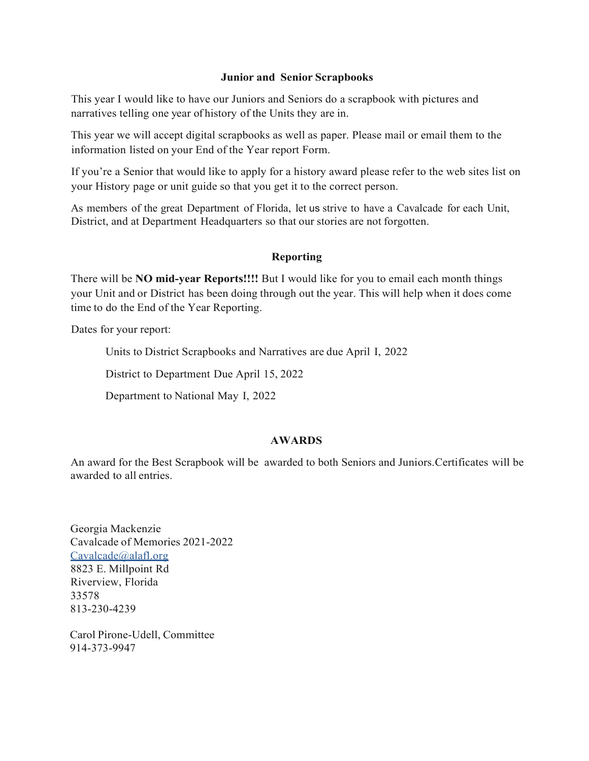## Junior and Senior Scrapbooks

This year I would like to have our Juniors and Seniors do a scrapbook with pictures and narratives telling one year of history of the Units they are in.

This year we will accept digital scrapbooks as well as paper. Please mail or email them to the information listed on your End of the Year report Form.

If you're a Senior that would like to apply for a history award please refer to the web sites list on your History page or unit guide so that you get it to the correct person.

As members of the great Department of Florida, let us strive to have a Cavalcade for each Unit, District, and at Department Headquarters so that our stories are not forgotten.

## Reporting

There will be **NO mid-year Reports!!!!** But I would like for you to email each month things your Unit and or District has been doing through out the year. This will help when it does come time to do the End of the Year Reporting.

Dates for your report:

Units to District Scrapbooks and Narratives are due April I, 2022

District to Department Due April 15, 2022

Department to National May I, 2022

## AWARDS

An award for the Best Scrapbook will be awarded to both Seniors and Juniors.Certificates will be awarded to all entries.

Georgia Mackenzie
Cavalcade of Memories 2021-2022
Cavalcade@alafl.org
8823 E. Millpoint Rd
Riverview, Florida
33578
813-230-4239

Carol Pirone-Udell, Committee
914-373-9947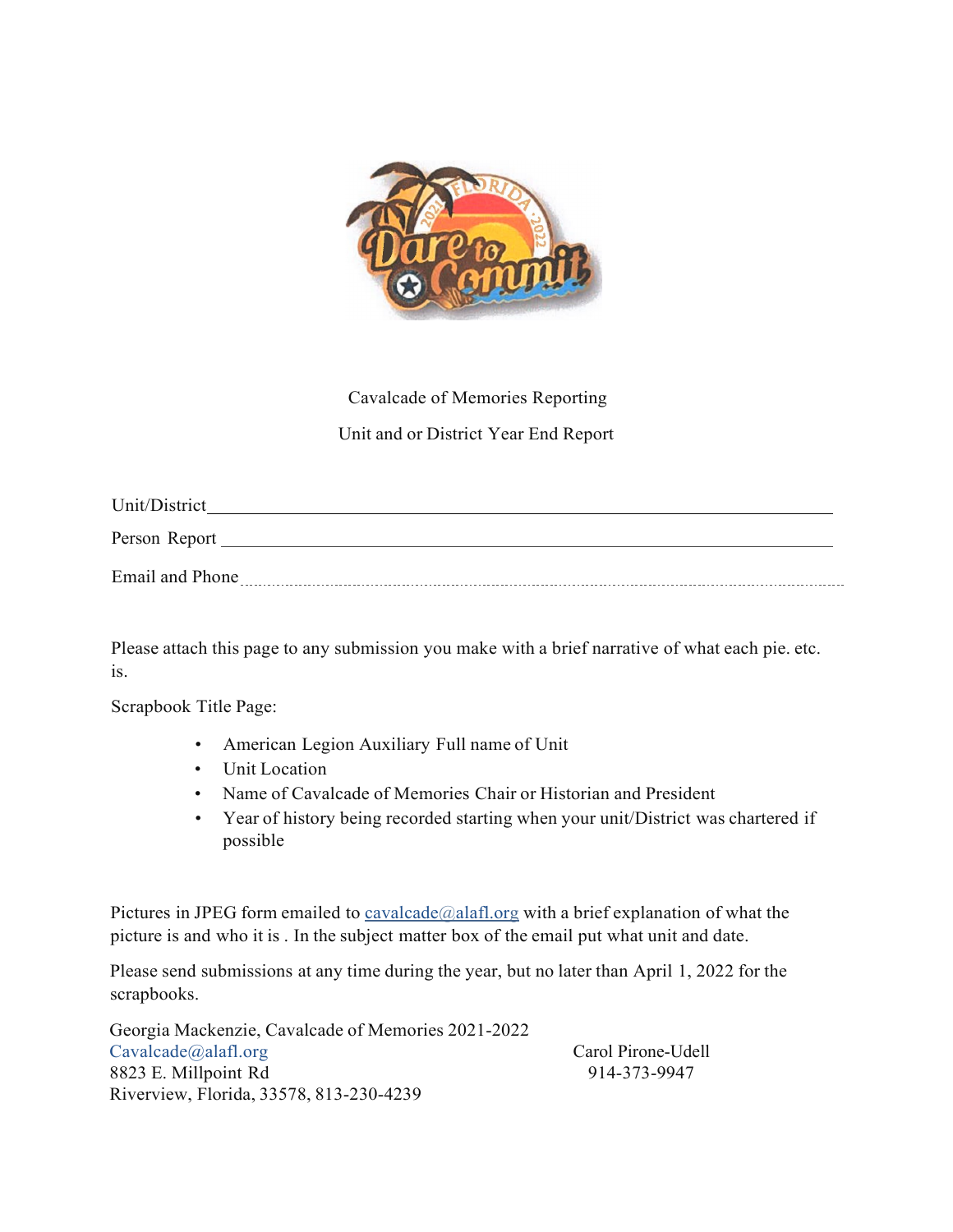Cavalcade of Memories Reporting

Unit and or District Year End Report

Unit/District\_\_\_\_\_\_\_\_\_\_\_\_\_\_\_\_\_\_\_\_\_\_\_\_\_\_\_\_\_\_\_\_\_\_\_\_\_\_\_\_\_\_\_\_\_\_\_\_\_\_\_\_\_\_\_\_

Person Report \_\_\_\_\_\_\_\_\_\_\_\_\_\_\_\_\_\_\_\_\_\_\_\_\_\_\_\_\_\_\_\_\_\_\_\_\_\_\_\_\_\_\_\_\_\_\_\_\_\_\_\_\_\_\_\_

Email and Phone.......................................................................................................

Please attach this page to any submission you make with a brief narrative of what each pie. etc. is.

Scrapbook Title Page:

- American Legion Auxiliary Full name of Unit
- Unit Location
- Name of Cavalcade of Memories Chair or Historian and President
- Year of history being recorded starting when your unit/District was chartered if possible

Pictures in JPEG form emailed to cavalcade@alafl.org with a brief explanation of what the picture is and who it is . In the subject matter box of the email put what unit and date.

Please send submissions at any time during the year, but no later than April 1, 2022 for the scrapbooks.

Georgia Mackenzie, Cavalcade of Memories 2021-2022
Cavalcade@alafl.org
8823 E. Millpoint Rd
Riverview, Florida, 33578, 813-230-4239

Carol Pirone-Udell
914-373-9947